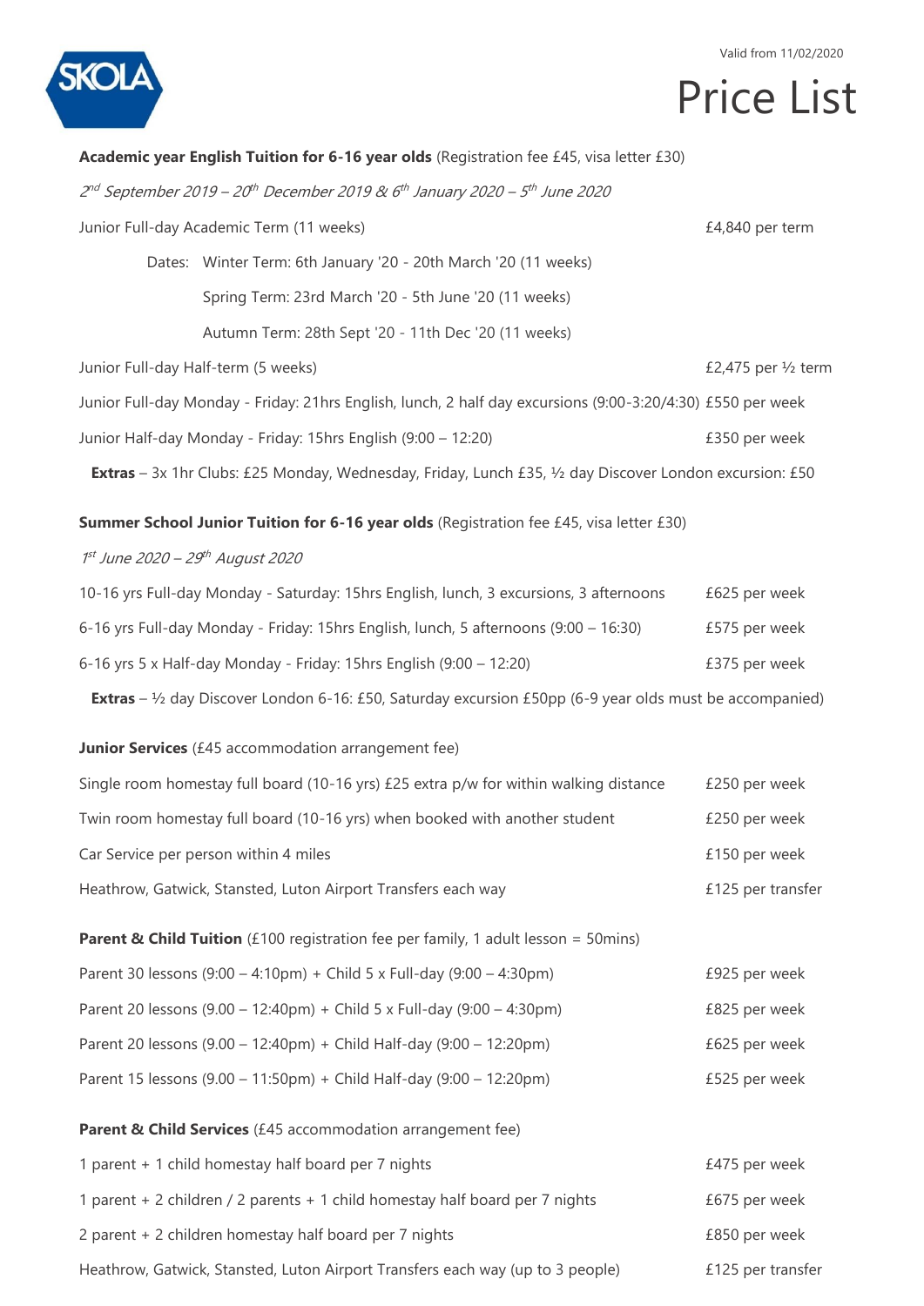SKOLA

Valid from 11/02/2020

# Price List

**Academic year English Tuition for 6-16 year olds** (Registration fee £45, visa letter £30)

*2nd September 2019 – 20th December 2019 & 6th January 2020 – 5th June 2020*

| | |
|---|---|
| Junior Full-day Academic Term (11 weeks) | £4,840 per term |
| Dates: Winter Term: 6th January '20 - 20th March '20 (11 weeks) | |
| Spring Term: 23rd March '20 - 5th June '20 (11 weeks) | |
| Autumn Term: 28th Sept '20 - 11th Dec '20 (11 weeks) | |
| Junior Full-day Half-term (5 weeks) | £2,475 per ½ term |
| Junior Full-day Monday - Friday: 21hrs English, lunch, 2 half day excursions (9:00-3:20/4:30) | £550 per week |
| Junior Half-day Monday - Friday: 15hrs English (9:00 – 12:20) | £350 per week |

**Extras** – 3x 1hr Clubs: £25 Monday, Wednesday, Friday, Lunch £35, ½ day Discover London excursion: £50

**Summer School Junior Tuition for 6-16 year olds** (Registration fee £45, visa letter £30)

*1st June 2020 – 29th August 2020*

| | |
|---|---|
| 10-16 yrs Full-day Monday - Saturday: 15hrs English, lunch, 3 excursions, 3 afternoons | £625 per week |
| 6-16 yrs Full-day Monday - Friday: 15hrs English, lunch, 5 afternoons (9:00 – 16:30) | £575 per week |
| 6-16 yrs 5 x Half-day Monday - Friday: 15hrs English (9:00 – 12:20) | £375 per week |

**Extras** – ½ day Discover London 6-16: £50, Saturday excursion £50pp (6-9 year olds must be accompanied)

**Junior Services** (£45 accommodation arrangement fee)

| | |
|---|---|
| Single room homestay full board (10-16 yrs) £25 extra p/w for within walking distance | £250 per week |
| Twin room homestay full board (10-16 yrs) when booked with another student | £250 per week |
| Car Service per person within 4 miles | £150 per week |
| Heathrow, Gatwick, Stansted, Luton Airport Transfers each way | £125 per transfer |

**Parent & Child Tuition** (£100 registration fee per family, 1 adult lesson = 50mins)

| | |
|---|---|
| Parent 30 lessons (9:00 – 4:10pm) + Child 5 x Full-day (9:00 – 4:30pm) | £925 per week |
| Parent 20 lessons (9.00 – 12:40pm) + Child 5 x Full-day (9:00 – 4:30pm) | £825 per week |
| Parent 20 lessons (9.00 – 12:40pm) + Child Half-day (9:00 – 12:20pm) | £625 per week |
| Parent 15 lessons (9.00 – 11:50pm) + Child Half-day (9:00 – 12:20pm) | £525 per week |

**Parent & Child Services** (£45 accommodation arrangement fee)

| | |
|---|---|
| 1 parent + 1 child homestay half board per 7 nights | £475 per week |
| 1 parent + 2 children / 2 parents + 1 child homestay half board per 7 nights | £675 per week |
| 2 parent + 2 children homestay half board per 7 nights | £850 per week |
| Heathrow, Gatwick, Stansted, Luton Airport Transfers each way (up to 3 people) | £125 per transfer |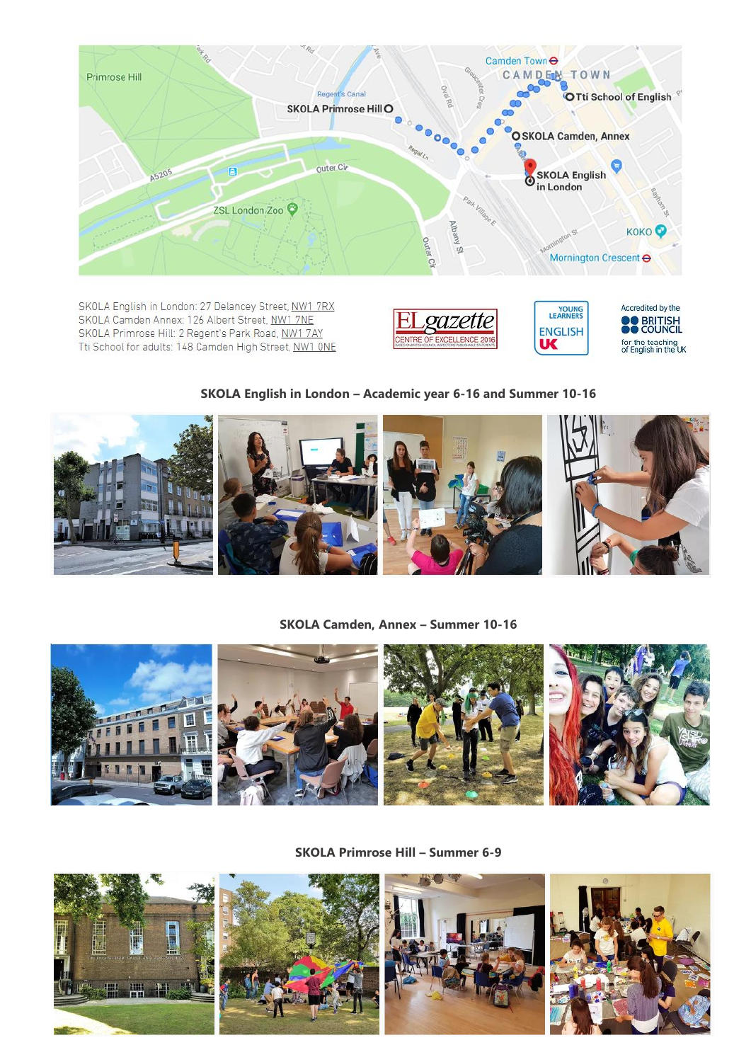SKOLA English in London: 27 Delancey Street, NW1 7RX
SKOLA Camden Annex: 126 Albert Street, NW1 7NE
SKOLA Primrose Hill: 2 Regent's Park Road, NW1 7AY
Tti School for adults: 148 Camden High Street, NW1 0NE

## SKOLA English in London – Academic year 6-16 and Summer 10-16

## SKOLA Camden, Annex – Summer 10-16

## SKOLA Primrose Hill – Summer 6-9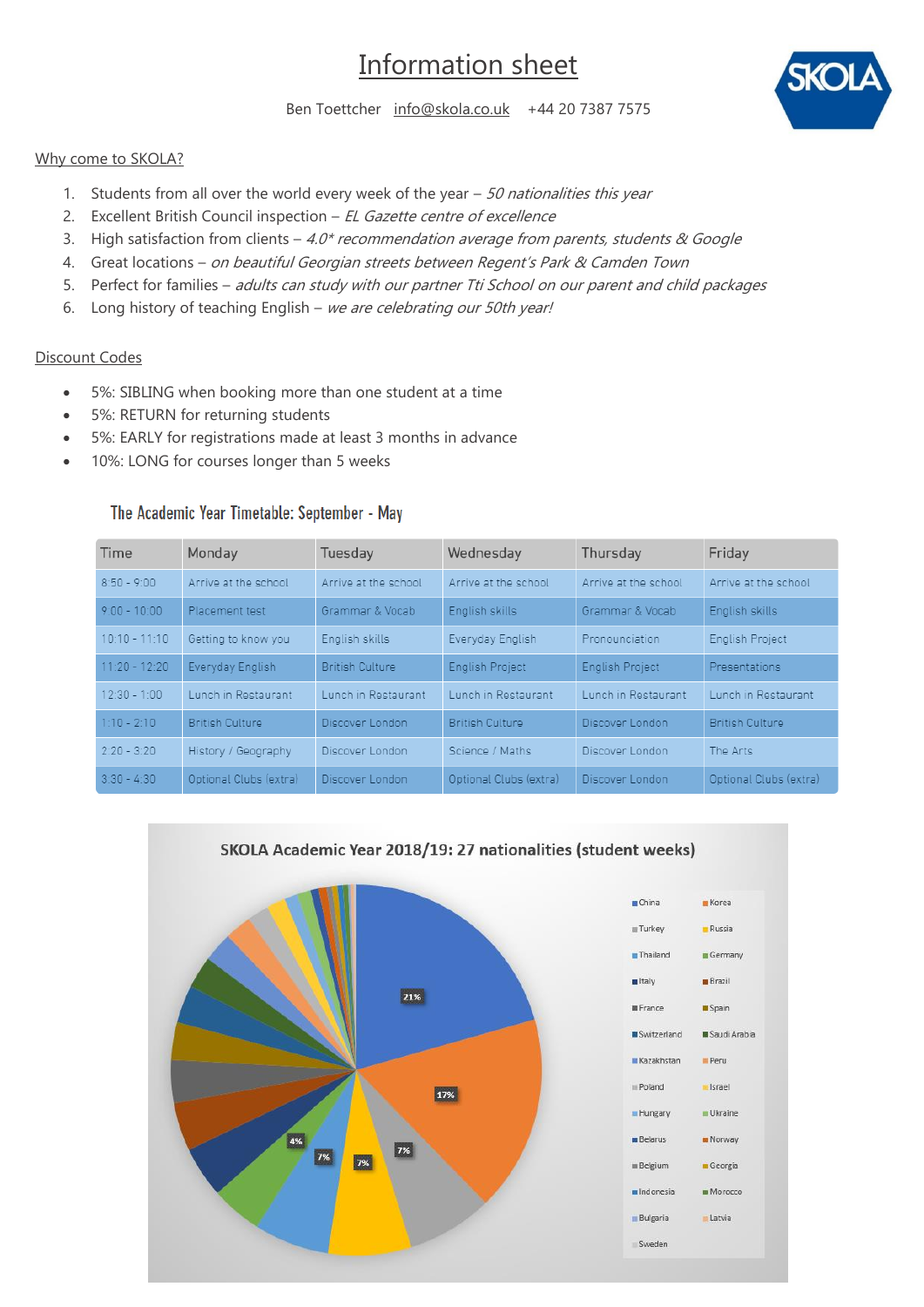# Information sheet

Ben Toettcher info@skola.co.uk +44 20 7387 7575

SKOLA

## Why come to SKOLA?

1. Students from all over the world every week of the year – *50 nationalities this year*
2. Excellent British Council inspection – *EL Gazette centre of excellence*
3. High satisfaction from clients – *4.0* recommendation average from parents, students & Google*
4. Great locations – *on beautiful Georgian streets between Regent's Park & Camden Town*
5. Perfect for families – *adults can study with our partner Tti School on our parent and child packages*
6. Long history of teaching English – *we are celebrating our 50th year!*

## Discount Codes

- 5%: SIBLING when booking more than one student at a time
- 5%: RETURN for returning students
- 5%: EARLY for registrations made at least 3 months in advance
- 10%: LONG for courses longer than 5 weeks

## The Academic Year Timetable: September - May

| Time | Monday | Tuesday | Wednesday | Thursday | Friday |
|---|---|---|---|---|---|
| 8:50 - 9:00 | Arrive at the school | Arrive at the school | Arrive at the school | Arrive at the school | Arrive at the school |
| 9:00 - 10:00 | Placement test | Grammar & Vocab | English skills | Grammar & Vocab | English skills |
| 10:10 - 11:10 | Getting to know you | English skills | Everyday English | Pronounciation | English Project |
| 11:20 - 12:20 | Everyday English | British Culture | English Project | English Project | Presentations |
| 12:30 - 1:00 | Lunch in Restaurant | Lunch in Restaurant | Lunch in Restaurant | Lunch in Restaurant | Lunch in Restaurant |
| 1:10 - 2:10 | British Culture | Discover London | British Culture | Discover London | British Culture |
| 2:20 - 3:20 | History / Geography | Discover London | Science / Maths | Discover London | The Arts |
| 3:30 - 4:30 | Optional Clubs (extra) | Discover London | Optional Clubs (extra) | Discover London | Optional Clubs (extra) |

**SKOLA Academic Year 2018/19: 27 nationalities (student weeks)**

21%, 17%, 7%, 7%, 7%, 4%

China, Korea, Turkey, Russia, Thailand, Germany, Italy, Brazil, France, Spain, Switzerland, Saudi Arabia, Kazakhstan, Peru, Poland, Israel, Hungary, Ukraine, Belarus, Norway, Belgium, Georgia, Indonesia, Morocco, Bulgaria, Latvia, Sweden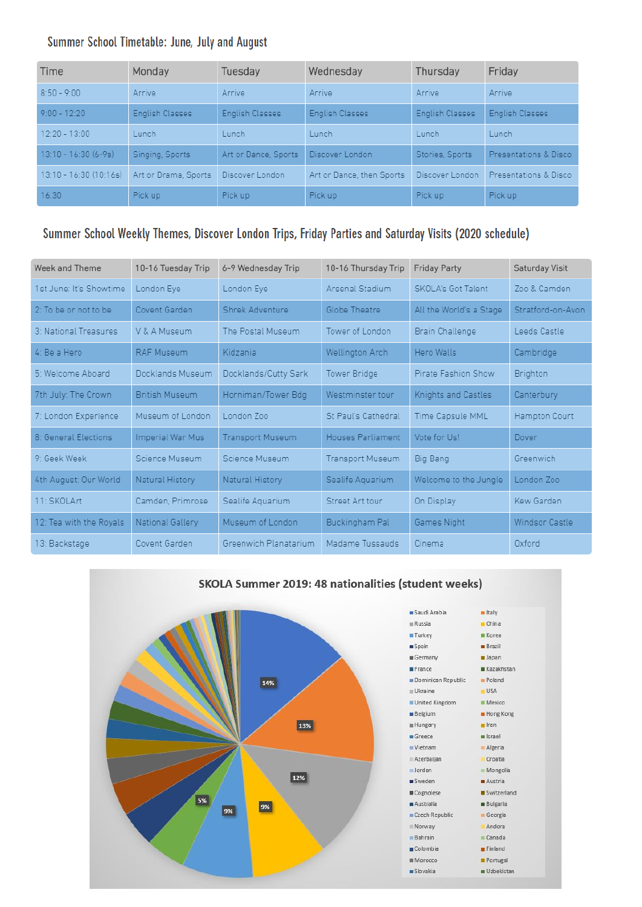## Summer School Timetable: June, July and August

| Time | Monday | Tuesday | Wednesday | Thursday | Friday |
|---|---|---|---|---|---|
| 8:50 - 9:00 | Arrive | Arrive | Arrive | Arrive | Arrive |
| 9:00 - 12:20 | English Classes | English Classes | English Classes | English Classes | English Classes |
| 12:20 - 13:00 | Lunch | Lunch | Lunch | Lunch | Lunch |
| 13:10 - 16:30 (6-9s) | Singing, Sports | Art or Dance, Sports | Discover London | Stories, Sports | Presentations & Disco |
| 13:10 - 16:30 (10:16s) | Art or Drama, Sports | Discover London | Art or Dance, then Sports | Discover London | Presentations & Disco |
| 16:30 | Pick up | Pick up | Pick up | Pick up | Pick up |

## Summer School Weekly Themes, Discover London Trips, Friday Parties and Saturday Visits (2020 schedule)

| Week and Theme | 10-16 Tuesday Trip | 6-9 Wednesday Trip | 10-16 Thursday Trip | Friday Party | Saturday Visit |
|---|---|---|---|---|---|
| 1st June: It's Showtime | London Eye | London Eye | Arsenal Stadium | SKOLA's Got Talent | Zoo & Camden |
| 2: To be or not to be | Covent Garden | Shrek Adventure | Globe Theatre | All the World's a Stage | Stratford-on-Avon |
| 3: National Treasures | V & A Museum | The Postal Museum | Tower of London | Brain Challenge | Leeds Castle |
| 4: Be a Hero | RAF Museum | Kidzania | Wellington Arch | Hero Walls | Cambridge |
| 5: Welcome Aboard | Docklands Museum | Docklands/Cutty Sark | Tower Bridge | Pirate Fashion Show | Brighton |
| 7th July: The Crown | British Museum | Horniman/Tower Bdg | Westminster tour | Knights and Castles | Canterbury |
| 7: London Experience | Museum of London | London Zoo | St Paul's Cathedral | Time Capsule MML | Hampton Court |
| 8: General Elections | Imperial War Mus | Transport Museum | Houses Parliament | Vote for Us! | Dover |
| 9: Geek Week | Science Museum | Science Museum | Transport Museum | Big Bang | Greenwich |
| 4th August: Our World | Natural History | Natural History | Sealife Aquarium | Welcome to the Jungle | London Zoo |
| 11: SKOLArt | Camden, Primrose | Sealife Aquarium | Street Art tour | On Display | Kew Garden |
| 12: Tea with the Royals | National Gallery | Museum of London | Buckingham Pal | Games Night | Windsor Castle |
| 13: Backstage | Covent Garden | Greenwich Planatarium | Madame Tussauds | Cinema | Oxford |

**SKOLA Summer 2019: 48 nationalities (student weeks)**

14%
13%
12%
9%
9%
5%

Saudi Arabia, Italy, Russia, China, Turkey, Korea, Spain, Brazil, Germany, Japan, France, Kazakhstan, Dominican Republic, Poland, Ukraine, USA, United Kingdom, Mexico, Belgium, Hong Kong, Hungary, Iran, Greece, Israel, Vietnam, Algeria, Azerbaijan, Croatia, Jordan, Mongolia, Sweden, Austria, Cognolese, Switzerland, Australia, Bulgaria, Czech Republic, Georgia, Norway, Andora, Bahrain, Canada, Colombia, Finland, Morocco, Portugal, Slovakia, Uzbekistan